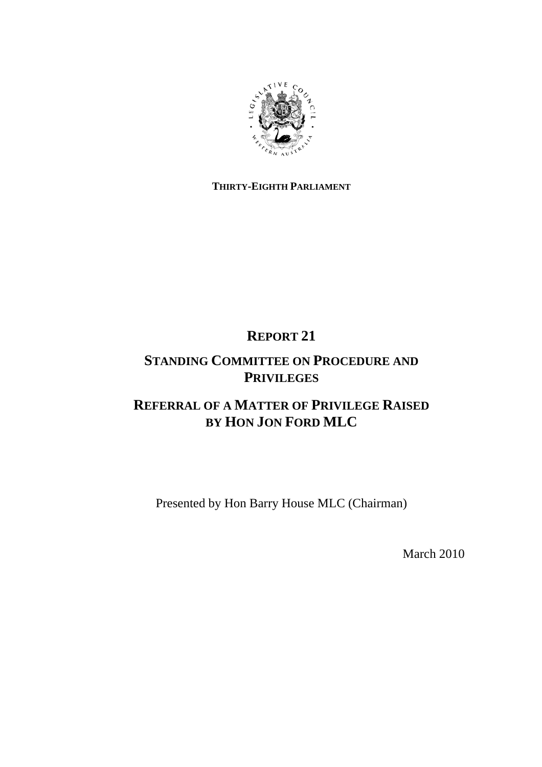**THIRTY-EIGHTH PARLIAMENT**

# REPORT 21

## STANDING COMMITTEE ON PROCEDURE AND PRIVILEGES

## REFERRAL OF A MATTER OF PRIVILEGE RAISED BY HON JON FORD MLC

Presented by Hon Barry House MLC (Chairman)

March 2010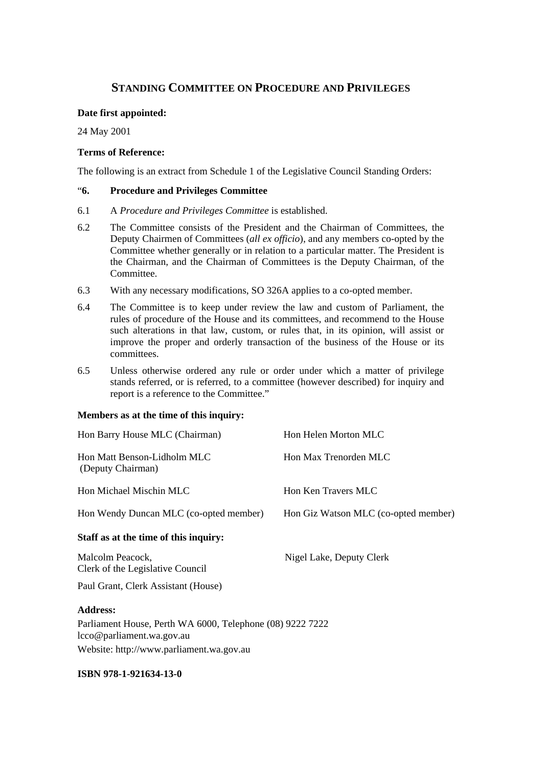# STANDING COMMITTEE ON PROCEDURE AND PRIVILEGES

**Date first appointed:**

24 May 2001

**Terms of Reference:**

The following is an extract from Schedule 1 of the Legislative Council Standing Orders:

"**6. Procedure and Privileges Committee**

6.1 A *Procedure and Privileges Committee* is established.

6.2 The Committee consists of the President and the Chairman of Committees, the Deputy Chairmen of Committees (*all ex officio*), and any members co-opted by the Committee whether generally or in relation to a particular matter. The President is the Chairman, and the Chairman of Committees is the Deputy Chairman, of the Committee.

6.3 With any necessary modifications, SO 326A applies to a co-opted member.

6.4 The Committee is to keep under review the law and custom of Parliament, the rules of procedure of the House and its committees, and recommend to the House such alterations in that law, custom, or rules that, in its opinion, will assist or improve the proper and orderly transaction of the business of the House or its committees.

6.5 Unless otherwise ordered any rule or order under which a matter of privilege stands referred, or is referred, to a committee (however described) for inquiry and report is a reference to the Committee."

**Members as at the time of this inquiry:**

Hon Barry House MLC (Chairman)

Hon Matt Benson-Lidholm MLC (Deputy Chairman)

Hon Michael Mischin MLC

Hon Wendy Duncan MLC (co-opted member)

Hon Helen Morton MLC

Hon Max Trenorden MLC

Hon Ken Travers MLC

Hon Giz Watson MLC (co-opted member)

**Staff as at the time of this inquiry:**

Malcolm Peacock, Clerk of the Legislative Council

Nigel Lake, Deputy Clerk

Paul Grant, Clerk Assistant (House)

**Address:**

Parliament House, Perth WA 6000, Telephone (08) 9222 7222
lcco@parliament.wa.gov.au
Website: http://www.parliament.wa.gov.au

**ISBN 978-1-921634-13-0**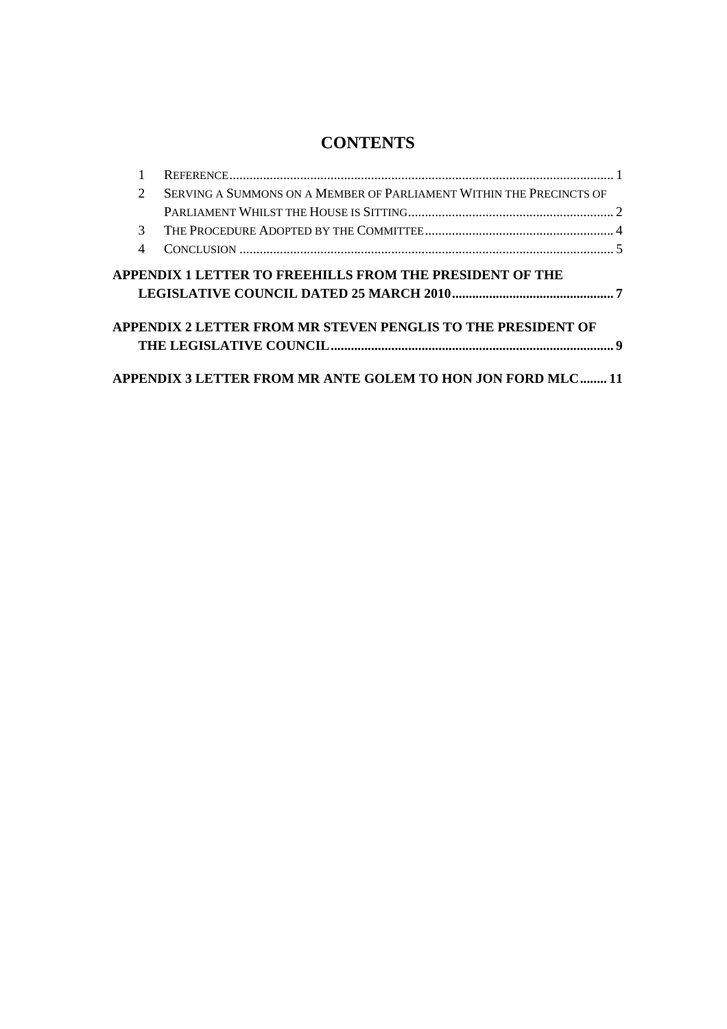# CONTENTS

| | | |
|---|---|---|
| 1 | REFERENCE | 1 |
| 2 | SERVING A SUMMONS ON A MEMBER OF PARLIAMENT WITHIN THE PRECINCTS OF PARLIAMENT WHILST THE HOUSE IS SITTING | 2 |
| 3 | THE PROCEDURE ADOPTED BY THE COMMITTEE | 4 |
| 4 | CONCLUSION | 5 |

**APPENDIX 1 LETTER TO FREEHILLS FROM THE PRESIDENT OF THE LEGISLATIVE COUNCIL DATED 25 MARCH 2010** ........ **7**

**APPENDIX 2 LETTER FROM MR STEVEN PENGLIS TO THE PRESIDENT OF THE LEGISLATIVE COUNCIL** ........ **9**

**APPENDIX 3 LETTER FROM MR ANTE GOLEM TO HON JON FORD MLC** ........ **11**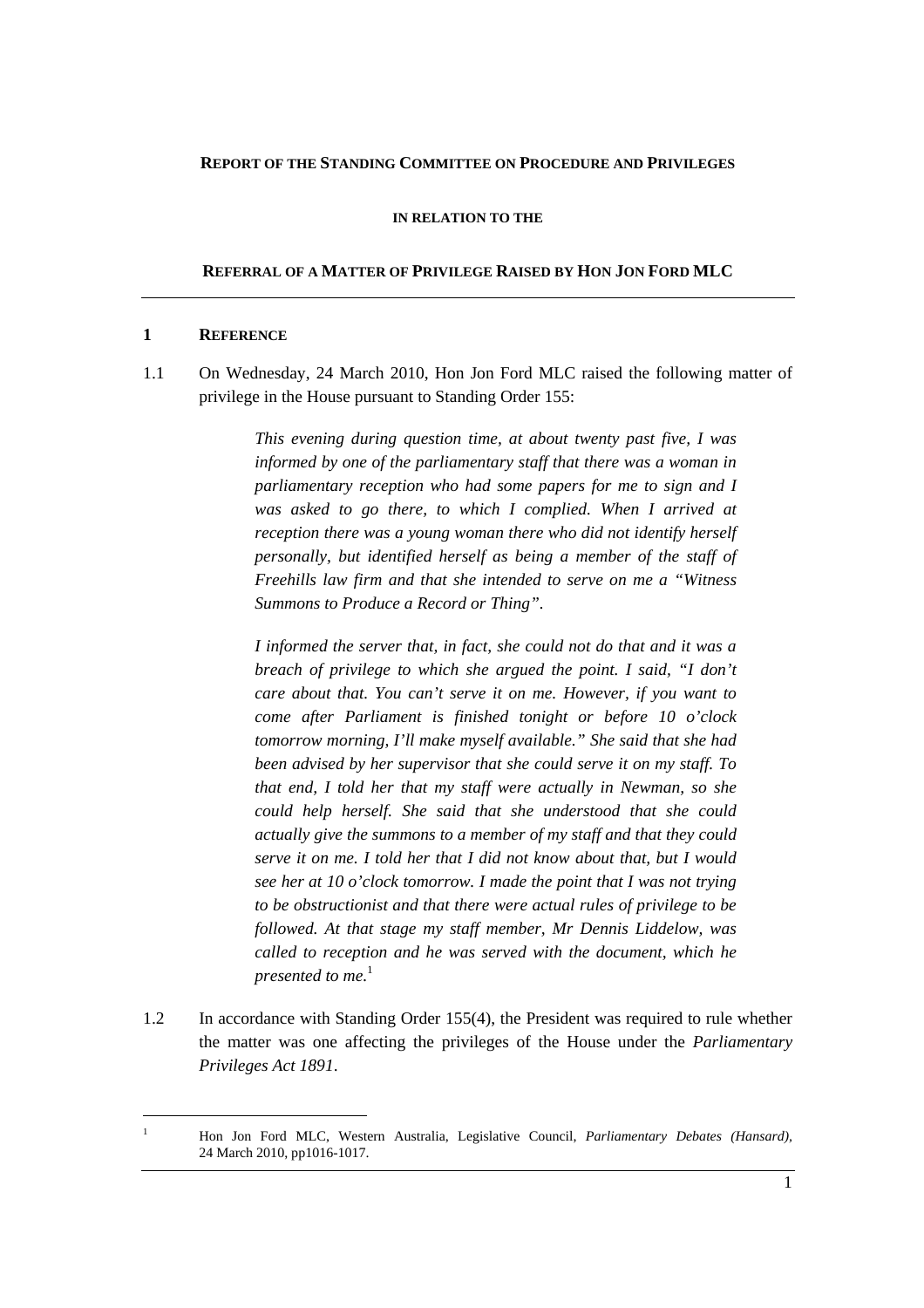**REPORT OF THE STANDING COMMITTEE ON PROCEDURE AND PRIVILEGES**

**IN RELATION TO THE**

**REFERRAL OF A MATTER OF PRIVILEGE RAISED BY HON JON FORD MLC**

## 1 REFERENCE

1.1 On Wednesday, 24 March 2010, Hon Jon Ford MLC raised the following matter of privilege in the House pursuant to Standing Order 155:

> *This evening during question time, at about twenty past five, I was informed by one of the parliamentary staff that there was a woman in parliamentary reception who had some papers for me to sign and I was asked to go there, to which I complied. When I arrived at reception there was a young woman there who did not identify herself personally, but identified herself as being a member of the staff of Freehills law firm and that she intended to serve on me a "Witness Summons to Produce a Record or Thing".*
>
> *I informed the server that, in fact, she could not do that and it was a breach of privilege to which she argued the point. I said, "I don't care about that. You can't serve it on me. However, if you want to come after Parliament is finished tonight or before 10 o'clock tomorrow morning, I'll make myself available." She said that she had been advised by her supervisor that she could serve it on my staff. To that end, I told her that my staff were actually in Newman, so she could help herself. She said that she understood that she could actually give the summons to a member of my staff and that they could serve it on me. I told her that I did not know about that, but I would see her at 10 o'clock tomorrow. I made the point that I was not trying to be obstructionist and that there were actual rules of privilege to be followed. At that stage my staff member, Mr Dennis Liddelow, was called to reception and he was served with the document, which he presented to me.*[1]

1.2 In accordance with Standing Order 155(4), the President was required to rule whether the matter was one affecting the privileges of the House under the *Parliamentary Privileges Act 1891*.

---

[1] Hon Jon Ford MLC, Western Australia, Legislative Council, *Parliamentary Debates (Hansard)*, 24 March 2010, pp1016-1017.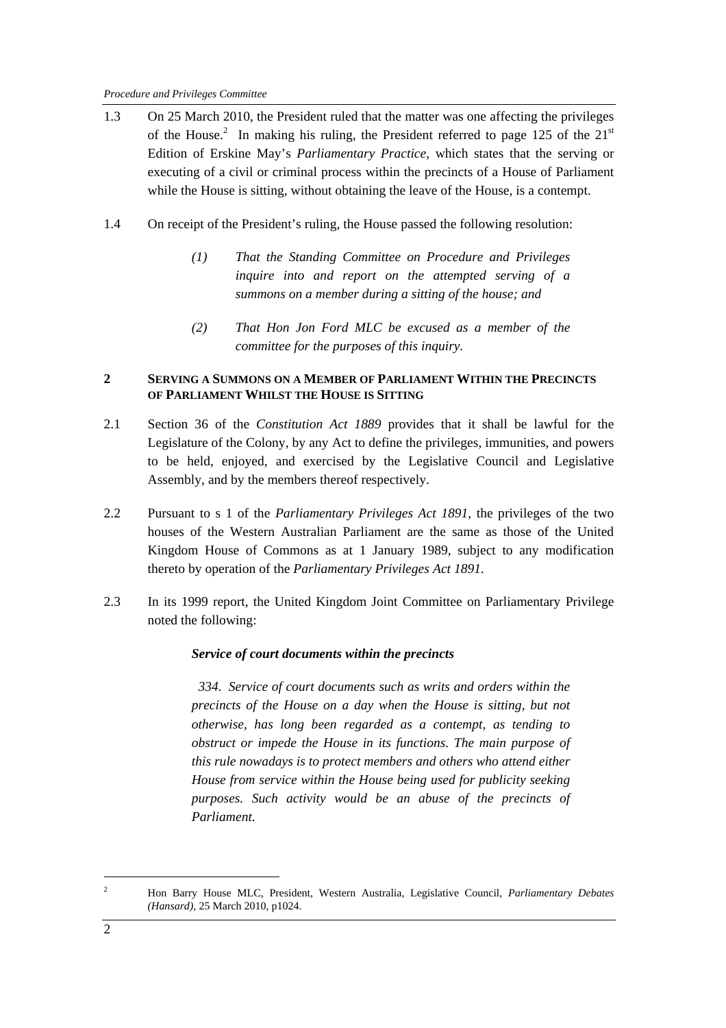1.3 On 25 March 2010, the President ruled that the matter was one affecting the privileges of the House.[2] In making his ruling, the President referred to page 125 of the 21st Edition of Erskine May's *Parliamentary Practice*, which states that the serving or executing of a civil or criminal process within the precincts of a House of Parliament while the House is sitting, without obtaining the leave of the House, is a contempt.

1.4 On receipt of the President's ruling, the House passed the following resolution:

> *(1) That the Standing Committee on Procedure and Privileges inquire into and report on the attempted serving of a summons on a member during a sitting of the house; and*
>
> *(2) That Hon Jon Ford MLC be excused as a member of the committee for the purposes of this inquiry.*

## 2 SERVING A SUMMONS ON A MEMBER OF PARLIAMENT WITHIN THE PRECINCTS OF PARLIAMENT WHILST THE HOUSE IS SITTING

2.1 Section 36 of the *Constitution Act 1889* provides that it shall be lawful for the Legislature of the Colony, by any Act to define the privileges, immunities, and powers to be held, enjoyed, and exercised by the Legislative Council and Legislative Assembly, and by the members thereof respectively.

2.2 Pursuant to s 1 of the *Parliamentary Privileges Act 1891*, the privileges of the two houses of the Western Australian Parliament are the same as those of the United Kingdom House of Commons as at 1 January 1989, subject to any modification thereto by operation of the *Parliamentary Privileges Act 1891*.

2.3 In its 1999 report, the United Kingdom Joint Committee on Parliamentary Privilege noted the following:

> ***Service of court documents within the precincts***
>
> *334. Service of court documents such as writs and orders within the precincts of the House on a day when the House is sitting, but not otherwise, has long been regarded as a contempt, as tending to obstruct or impede the House in its functions. The main purpose of this rule nowadays is to protect members and others who attend either House from service within the House being used for publicity seeking purposes. Such activity would be an abuse of the precincts of Parliament.*

---

[2] Hon Barry House MLC, President, Western Australia, Legislative Council, *Parliamentary Debates (Hansard)*, 25 March 2010, p1024.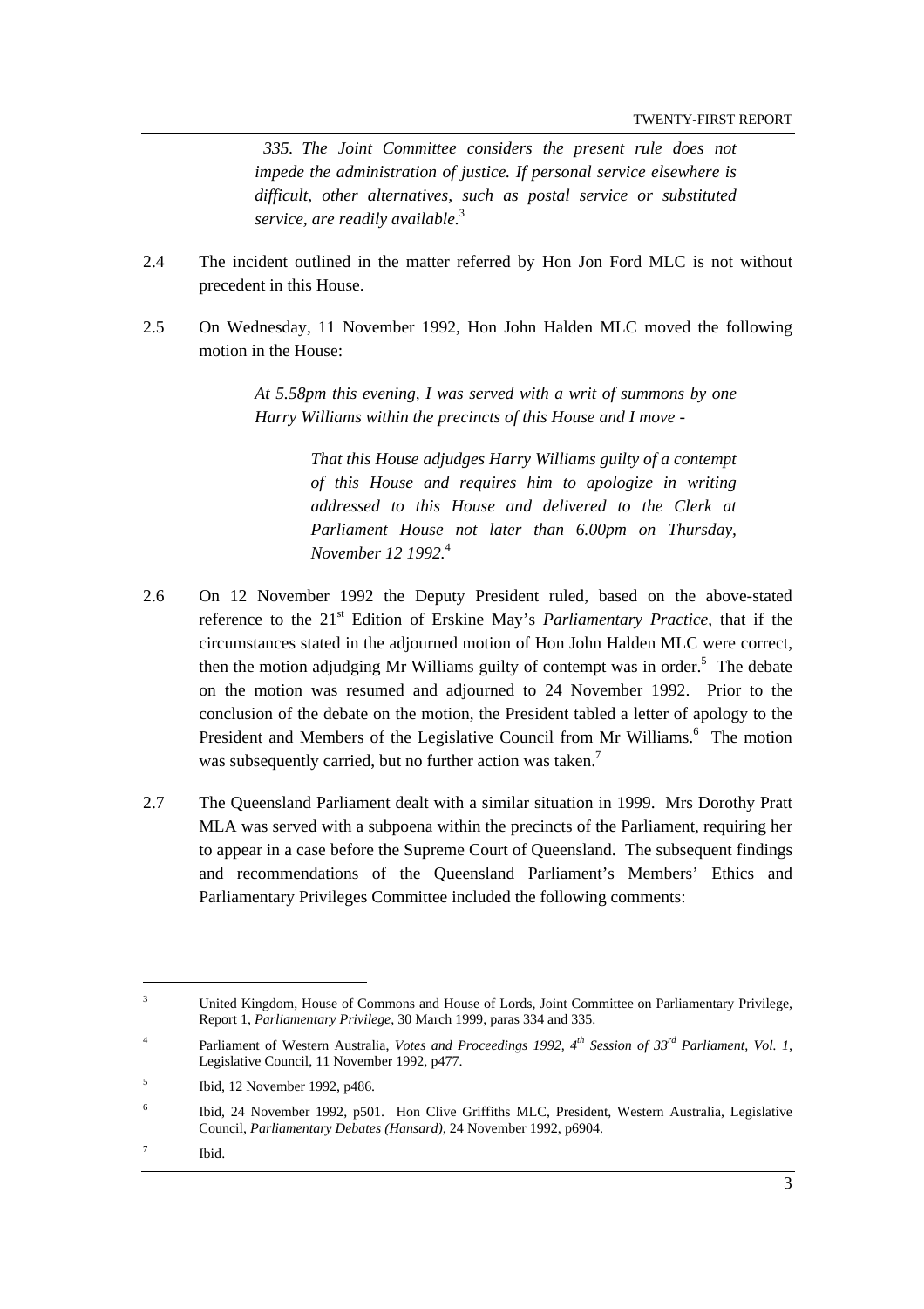> *335. The Joint Committee considers the present rule does not impede the administration of justice. If personal service elsewhere is difficult, other alternatives, such as postal service or substituted service, are readily available.*[3]

2.4 The incident outlined in the matter referred by Hon Jon Ford MLC is not without precedent in this House.

2.5 On Wednesday, 11 November 1992, Hon John Halden MLC moved the following motion in the House:

> *At 5.58pm this evening, I was served with a writ of summons by one Harry Williams within the precincts of this House and I move -*
>
> > *That this House adjudges Harry Williams guilty of a contempt of this House and requires him to apologize in writing addressed to this House and delivered to the Clerk at Parliament House not later than 6.00pm on Thursday, November 12 1992.*[4]

2.6 On 12 November 1992 the Deputy President ruled, based on the above-stated reference to the 21st Edition of Erskine May's *Parliamentary Practice*, that if the circumstances stated in the adjourned motion of Hon John Halden MLC were correct, then the motion adjudging Mr Williams guilty of contempt was in order.[5] The debate on the motion was resumed and adjourned to 24 November 1992. Prior to the conclusion of the debate on the motion, the President tabled a letter of apology to the President and Members of the Legislative Council from Mr Williams.[6] The motion was subsequently carried, but no further action was taken.[7]

2.7 The Queensland Parliament dealt with a similar situation in 1999. Mrs Dorothy Pratt MLA was served with a subpoena within the precincts of the Parliament, requiring her to appear in a case before the Supreme Court of Queensland. The subsequent findings and recommendations of the Queensland Parliament's Members' Ethics and Parliamentary Privileges Committee included the following comments:

---

[3] United Kingdom, House of Commons and House of Lords, Joint Committee on Parliamentary Privilege, Report 1, *Parliamentary Privilege,* 30 March 1999, paras 334 and 335.

[4] Parliament of Western Australia, *Votes and Proceedings 1992, 4th Session of 33rd Parliament, Vol. 1,* Legislative Council, 11 November 1992, p477.

[5] Ibid, 12 November 1992, p486.

[6] Ibid, 24 November 1992, p501. Hon Clive Griffiths MLC, President, Western Australia, Legislative Council, *Parliamentary Debates (Hansard),* 24 November 1992, p6904.

[7] Ibid.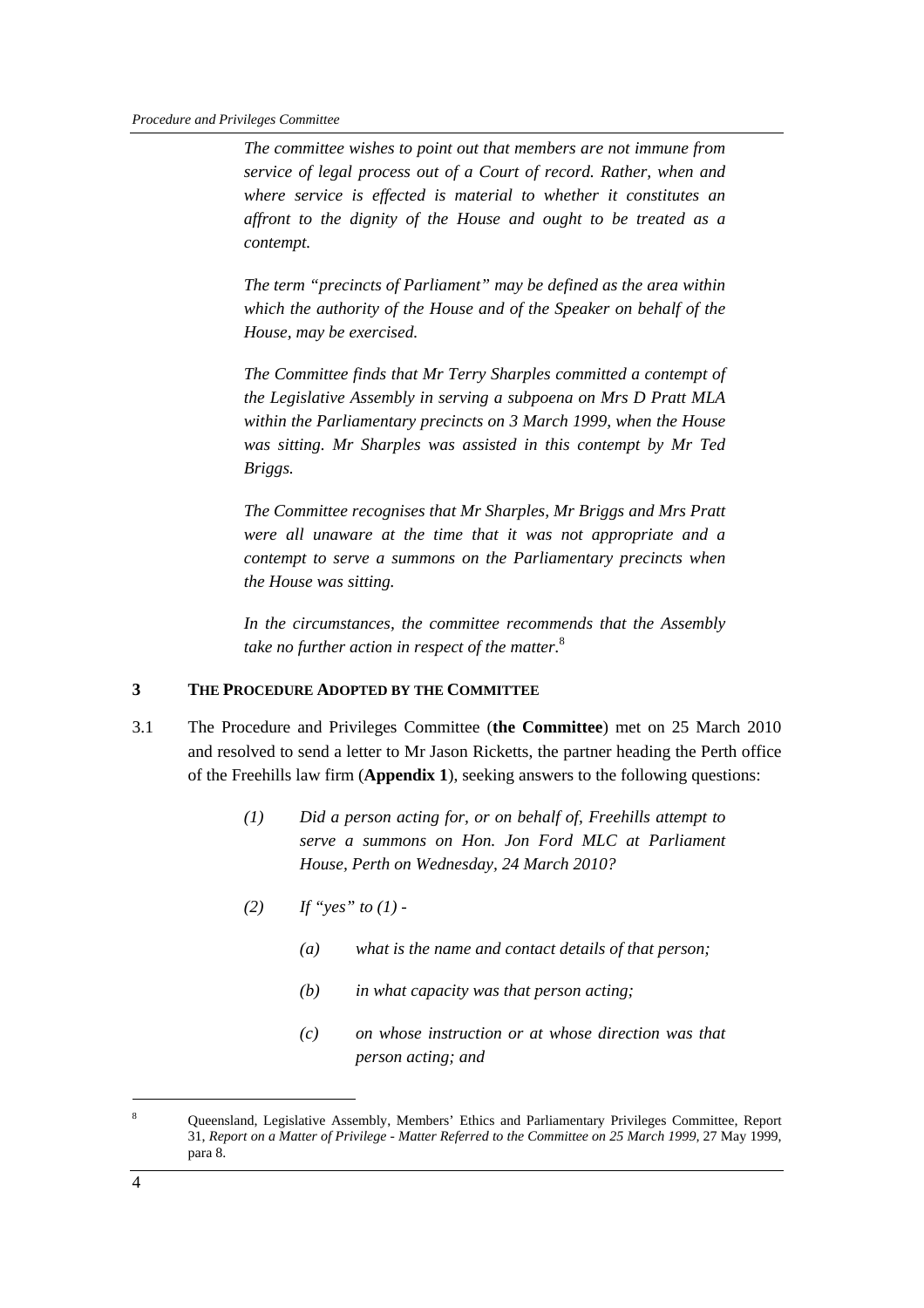*The committee wishes to point out that members are not immune from service of legal process out of a Court of record. Rather, when and where service is effected is material to whether it constitutes an affront to the dignity of the House and ought to be treated as a contempt.*

*The term "precincts of Parliament" may be defined as the area within which the authority of the House and of the Speaker on behalf of the House, may be exercised.*

*The Committee finds that Mr Terry Sharples committed a contempt of the Legislative Assembly in serving a subpoena on Mrs D Pratt MLA within the Parliamentary precincts on 3 March 1999, when the House was sitting. Mr Sharples was assisted in this contempt by Mr Ted Briggs.*

*The Committee recognises that Mr Sharples, Mr Briggs and Mrs Pratt were all unaware at the time that it was not appropriate and a contempt to serve a summons on the Parliamentary precincts when the House was sitting.*

*In the circumstances, the committee recommends that the Assembly take no further action in respect of the matter.*[8]

## 3 THE PROCEDURE ADOPTED BY THE COMMITTEE

3.1 The Procedure and Privileges Committee (**the Committee**) met on 25 March 2010 and resolved to send a letter to Mr Jason Ricketts, the partner heading the Perth office of the Freehills law firm (**Appendix 1**), seeking answers to the following questions:

> *(1) Did a person acting for, or on behalf of, Freehills attempt to serve a summons on Hon. Jon Ford MLC at Parliament House, Perth on Wednesday, 24 March 2010?*
>
> *(2) If "yes" to (1) -*
>
> > *(a) what is the name and contact details of that person;*
> >
> > *(b) in what capacity was that person acting;*
> >
> > *(c) on whose instruction or at whose direction was that person acting; and*

---

[8] Queensland, Legislative Assembly, Members' Ethics and Parliamentary Privileges Committee, Report 31, *Report on a Matter of Privilege - Matter Referred to the Committee on 25 March 1999*, 27 May 1999, para 8.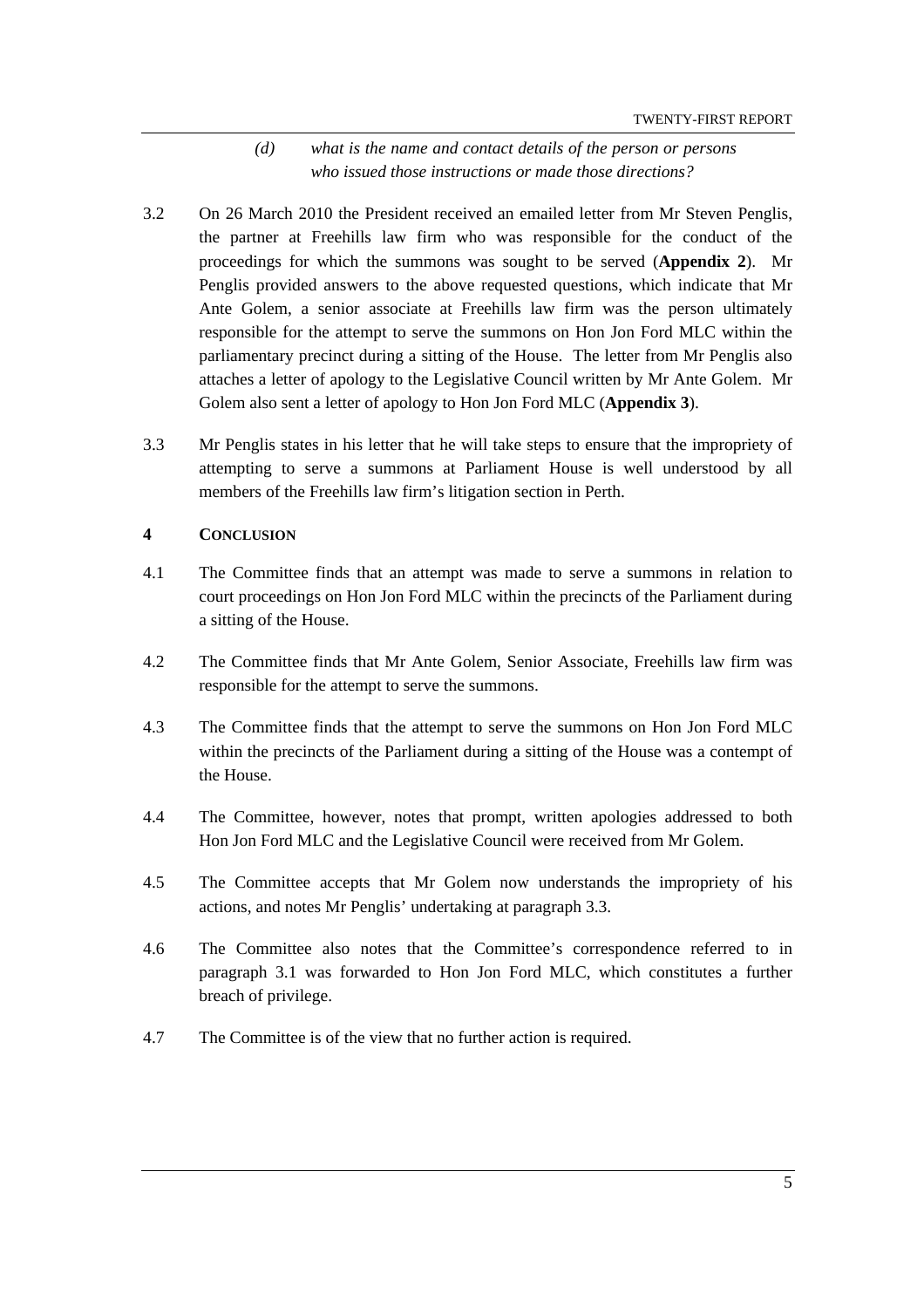> (d) *what is the name and contact details of the person or persons who issued those instructions or made those directions?*

3.2 On 26 March 2010 the President received an emailed letter from Mr Steven Penglis, the partner at Freehills law firm who was responsible for the conduct of the proceedings for which the summons was sought to be served (**Appendix 2**). Mr Penglis provided answers to the above requested questions, which indicate that Mr Ante Golem, a senior associate at Freehills law firm was the person ultimately responsible for the attempt to serve the summons on Hon Jon Ford MLC within the parliamentary precinct during a sitting of the House. The letter from Mr Penglis also attaches a letter of apology to the Legislative Council written by Mr Ante Golem. Mr Golem also sent a letter of apology to Hon Jon Ford MLC (**Appendix 3**).

3.3 Mr Penglis states in his letter that he will take steps to ensure that the impropriety of attempting to serve a summons at Parliament House is well understood by all members of the Freehills law firm's litigation section in Perth.

## 4 CONCLUSION

4.1 The Committee finds that an attempt was made to serve a summons in relation to court proceedings on Hon Jon Ford MLC within the precincts of the Parliament during a sitting of the House.

4.2 The Committee finds that Mr Ante Golem, Senior Associate, Freehills law firm was responsible for the attempt to serve the summons.

4.3 The Committee finds that the attempt to serve the summons on Hon Jon Ford MLC within the precincts of the Parliament during a sitting of the House was a contempt of the House.

4.4 The Committee, however, notes that prompt, written apologies addressed to both Hon Jon Ford MLC and the Legislative Council were received from Mr Golem.

4.5 The Committee accepts that Mr Golem now understands the impropriety of his actions, and notes Mr Penglis' undertaking at paragraph 3.3.

4.6 The Committee also notes that the Committee's correspondence referred to in paragraph 3.1 was forwarded to Hon Jon Ford MLC, which constitutes a further breach of privilege.

4.7 The Committee is of the view that no further action is required.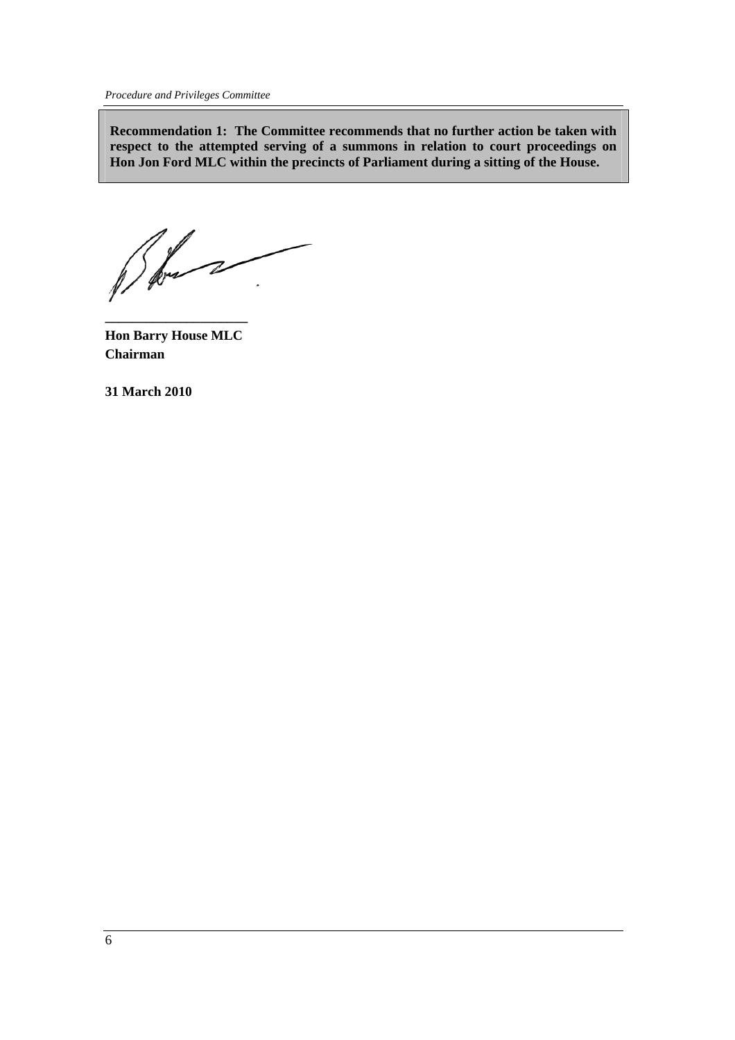**Recommendation 1: The Committee recommends that no further action be taken with respect to the attempted serving of a summons in relation to court proceedings on Hon Jon Ford MLC within the precincts of Parliament during a sitting of the House.**

**Hon Barry House MLC**
**Chairman**

**31 March 2010**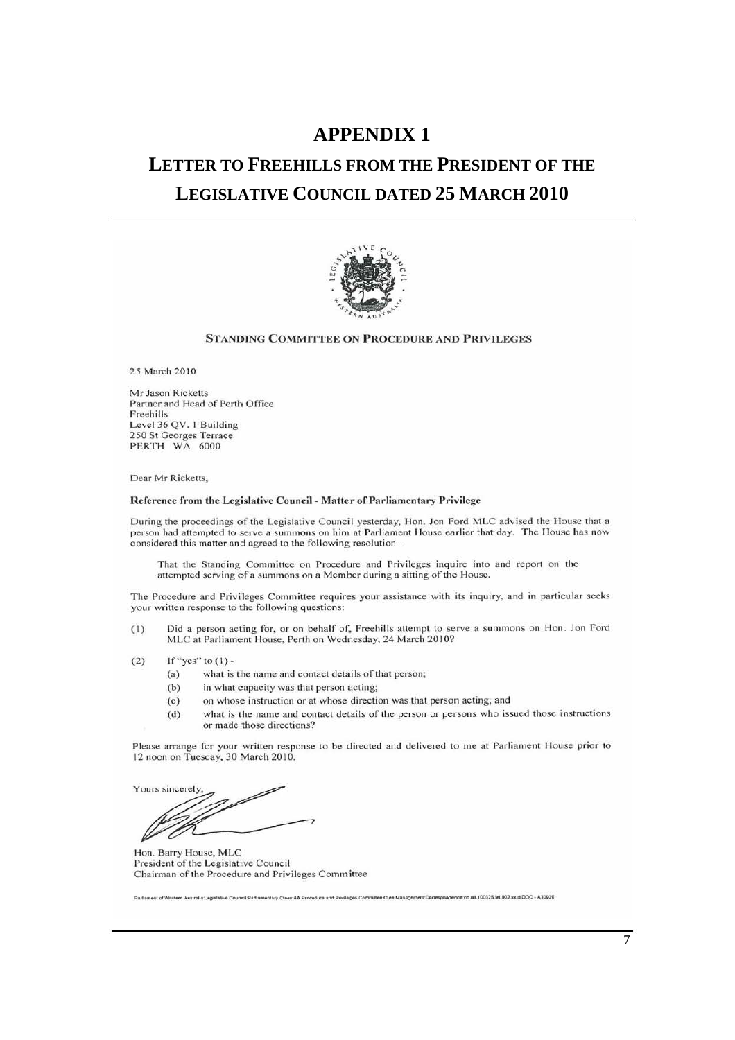# APPENDIX 1

# LETTER TO FREEHILLS FROM THE PRESIDENT OF THE LEGISLATIVE COUNCIL DATED 25 MARCH 2010

**STANDING COMMITTEE ON PROCEDURE AND PRIVILEGES**

25 March 2010

Mr Jason Ricketts
Partner and Head of Perth Office
Freehills
Level 36 QV. 1 Building
250 St Georges Terrace
PERTH WA 6000

Dear Mr Ricketts,

**Reference from the Legislative Council - Matter of Parliamentary Privilege**

During the proceedings of the Legislative Council yesterday, Hon. Jon Ford MLC advised the House that a person had attempted to serve a summons on him at Parliament House earlier that day. The House has now considered this matter and agreed to the following resolution -

> That the Standing Committee on Procedure and Privileges inquire into and report on the attempted serving of a summons on a Member during a sitting of the House.

The Procedure and Privileges Committee requires your assistance with its inquiry, and in particular seeks your written response to the following questions:

(1) Did a person acting for, or on behalf of, Freehills attempt to serve a summons on Hon. Jon Ford MLC at Parliament House, Perth on Wednesday, 24 March 2010?

(2) If "yes" to (1) -
   (a) what is the name and contact details of that person;
   (b) in what capacity was that person acting;
   (c) on whose instruction or at whose direction was that person acting; and
   (d) what is the name and contact details of the person or persons who issued those instructions or made those directions?

Please arrange for your written response to be directed and delivered to me at Parliament House prior to 12 noon on Tuesday, 30 March 2010.

Yours sincerely,

Hon. Barry House, MLC
President of the Legislative Council
Chairman of the Procedure and Privileges Committee

Parliament of Western Australia:Legislative Council:Parliamentary Ctees:AA Procedure and Privileges Committee:Ctee Management:Correspondence:pp.all.100325.let.002.xx.d.DOC - A30920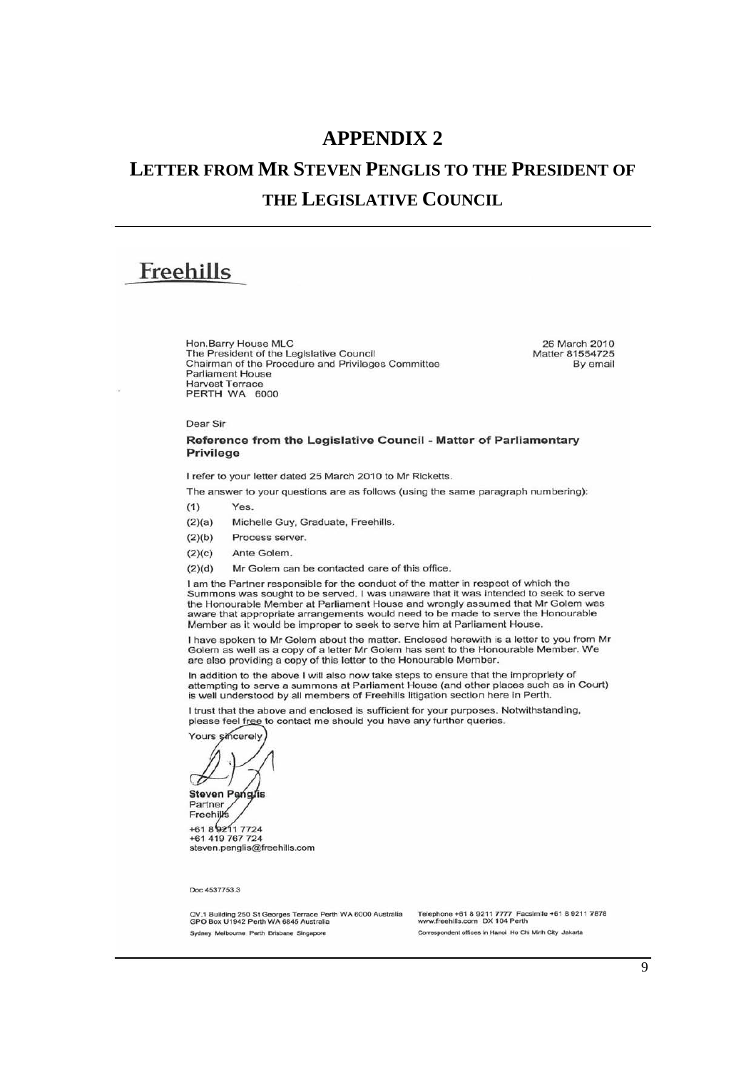# APPENDIX 2

## LETTER FROM MR STEVEN PENGLIS TO THE PRESIDENT OF THE LEGISLATIVE COUNCIL

---

**Freehills**

Hon.Barry House MLC
The President of the Legislative Council
Chairman of the Procedure and Privileges Committee
Parliament House
Harvest Terrace
PERTH WA 6000

26 March 2010
Matter 81554725
By email

Dear Sir

**Reference from the Legislative Council - Matter of Parliamentary Privilege**

I refer to your letter dated 25 March 2010 to Mr Ricketts.

The answer to your questions are as follows (using the same paragraph numbering):

(1) Yes.

(2)(a) Michelle Guy, Graduate, Freehills.

(2)(b) Process server.

(2)(c) Ante Golem.

(2)(d) Mr Golem can be contacted care of this office.

I am the Partner responsible for the conduct of the matter in respect of which the Summons was sought to be served. I was unaware that it was intended to seek to serve the Honourable Member at Parliament House and wrongly assumed that Mr Golem was aware that appropriate arrangements would need to be made to serve the Honourable Member as it would be improper to seek to serve him at Parliament House.

I have spoken to Mr Golem about the matter. Enclosed herewith is a letter to you from Mr Golem as well as a copy of a letter Mr Golem has sent to the Honourable Member. We are also providing a copy of this letter to the Honourable Member.

In addition to the above I will also now take steps to ensure that the impropriety of attempting to serve a summons at Parliament House (and other places such as in Court) is well understood by all members of Freehills litigation section here in Perth.

I trust that the above and enclosed is sufficient for your purposes. Notwithstanding, please feel free to contact me should you have any further queries.

Yours sincerely

**Steven Penglis**
Partner
Freehills

+61 8 9211 7724
+61 419 767 724
steven.penglis@freehills.com

Doc 4537753.3

QV.1 Building 250 St Georges Terrace Perth WA 6000 Australia
GPO Box U1942 Perth WA 6845 Australia
Sydney Melbourne Perth Brisbane Singapore

Telephone +61 8 9211 7777 Facsimile +61 8 9211 7878
www.freehills.com DX 104 Perth
Correspondent offices in Hanoi Ho Chi Minh City Jakarta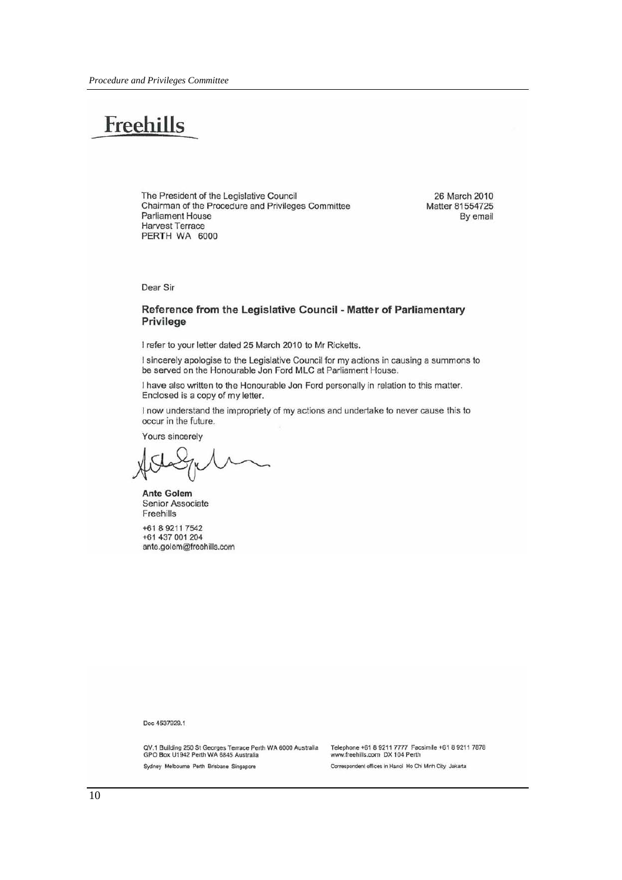# Freehills

The President of the Legislative Council
Chairman of the Procedure and Privileges Committee
Parliament House
Harvest Terrace
PERTH WA 6000

26 March 2010
Matter 81554725
By email

Dear Sir

**Reference from the Legislative Council - Matter of Parliamentary Privilege**

I refer to your letter dated 25 March 2010 to Mr Ricketts.

I sincerely apologise to the Legislative Council for my actions in causing a summons to be served on the Honourable Jon Ford MLC at Parliament House.

I have also written to the Honourable Jon Ford personally in relation to this matter. Enclosed is a copy of my letter.

I now understand the impropriety of my actions and undertake to never cause this to occur in the future.

Yours sincerely

**Ante Golem**
Senior Associate
Freehills

+61 8 9211 7542
+61 437 001 204
ante.golem@freehills.com

Doc 4537929.1

QV.1 Building 250 St Georges Terrace Perth WA 6000 Australia
GPO Box U1942 Perth WA 6845 Australia

Telephone +61 8 9211 7777 Facsimile +61 8 9211 7878
www.freehills.com DX 104 Perth

Sydney Melbourne Perth Brisbane Singapore

Correspondent offices in Hanoi Ho Chi Minh City Jakarta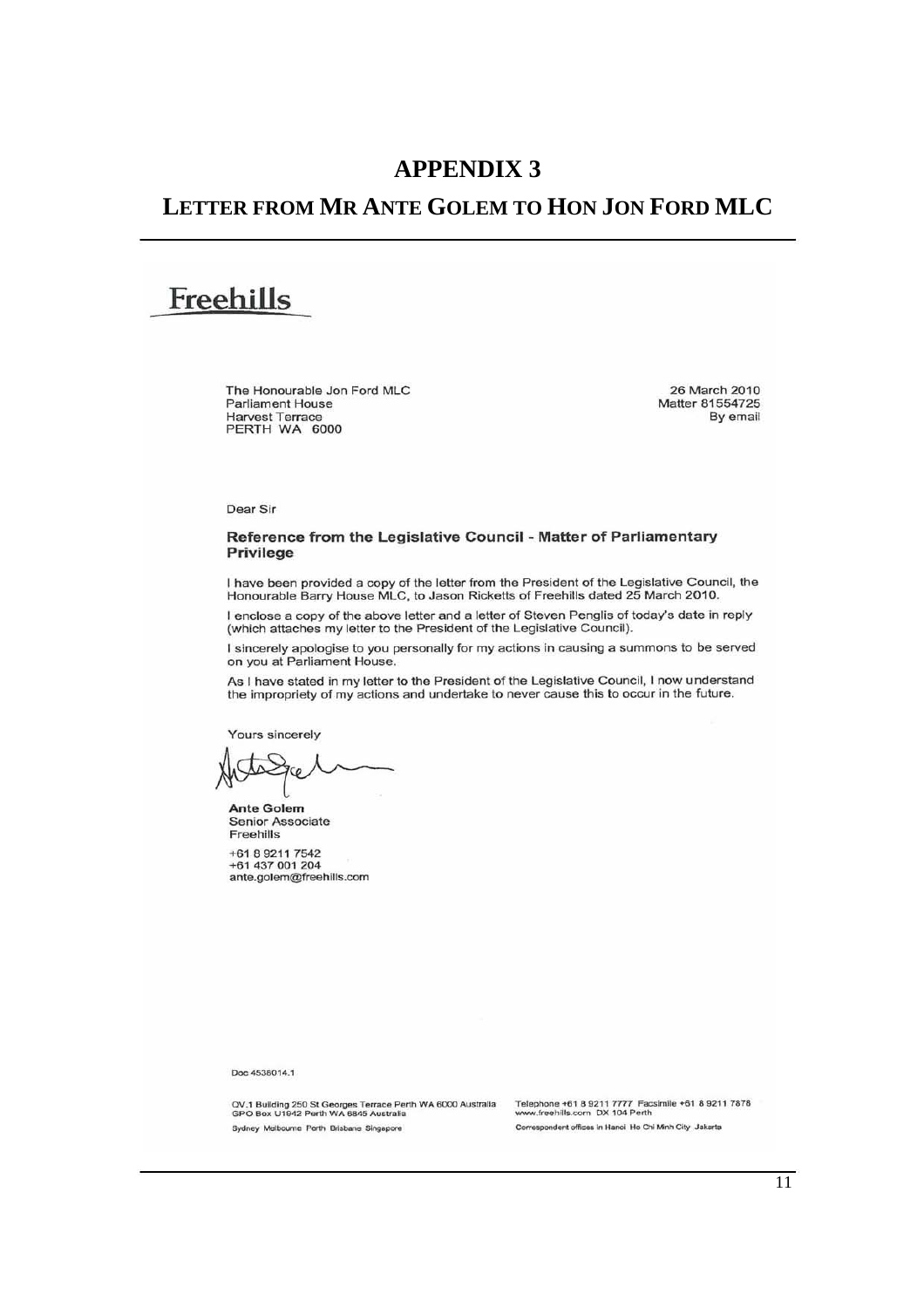# APPENDIX 3

## LETTER FROM MR ANTE GOLEM TO HON JON FORD MLC

**Freehills**

The Honourable Jon Ford MLC
Parliament House
Harvest Terrace
PERTH WA 6000

26 March 2010
Matter 81554725
By email

Dear Sir

**Reference from the Legislative Council - Matter of Parliamentary Privilege**

I have been provided a copy of the letter from the President of the Legislative Council, the Honourable Barry House MLC, to Jason Ricketts of Freehills dated 25 March 2010.

I enclose a copy of the above letter and a letter of Steven Penglis of today's date in reply (which attaches my letter to the President of the Legislative Council).

I sincerely apologise to you personally for my actions in causing a summons to be served on you at Parliament House.

As I have stated in my letter to the President of the Legislative Council, I now understand the impropriety of my actions and undertake to never cause this to occur in the future.

Yours sincerely

**Ante Golem**
Senior Associate
Freehills

+61 8 9211 7542
+61 437 001 204
ante.golem@freehills.com

Doc 4538014.1

QV.1 Building 250 St Georges Terrace Perth WA 6000 Australia
GPO Box U1942 Perth WA 6845 Australia
Sydney Melbourne Perth Brisbane Singapore

Telephone +61 8 9211 7777 Facsimile +61 8 9211 7878
www.freehills.com DX 104 Perth
Correspondent offices in Hanoi Ho Chi Minh City Jakarta